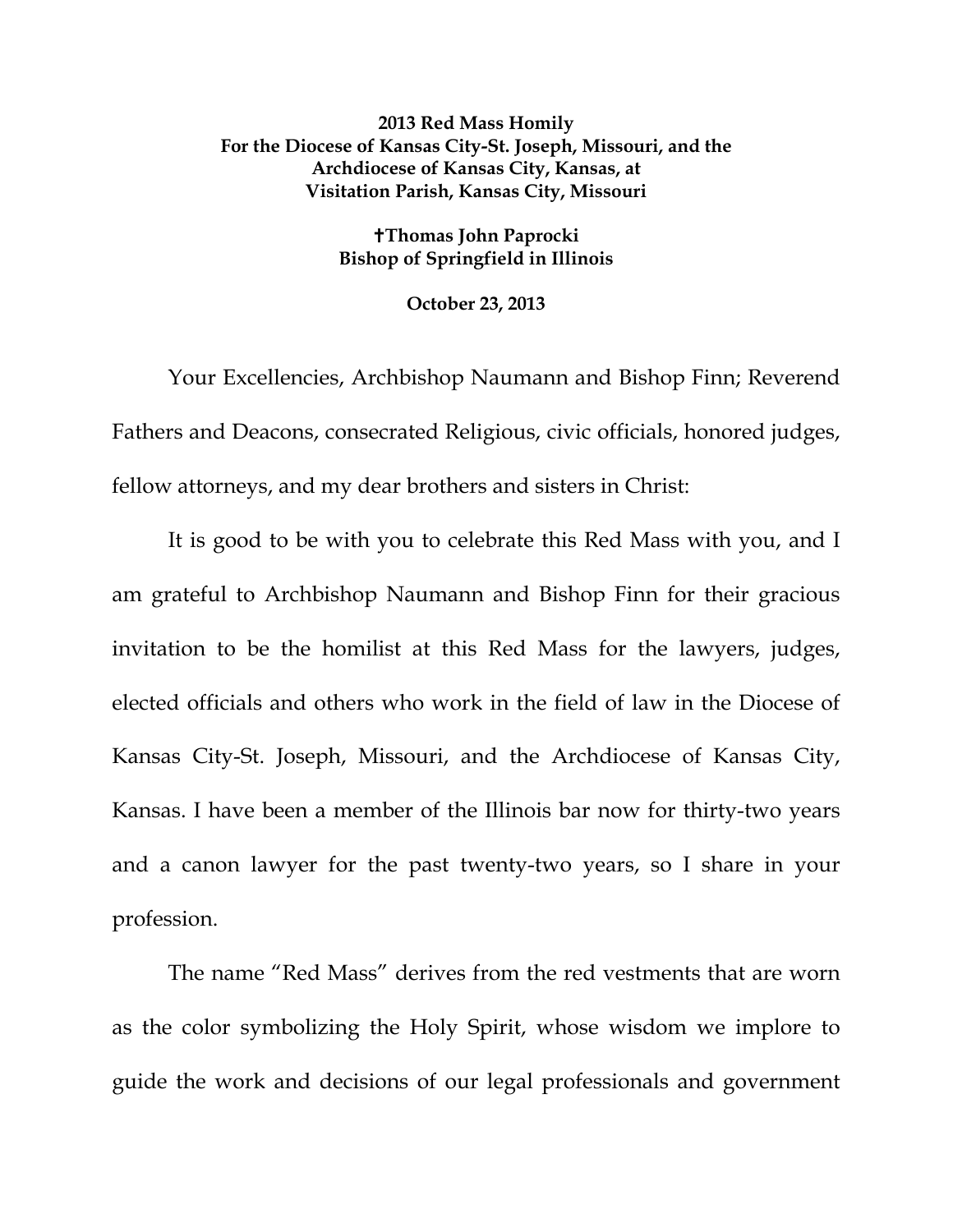**2013 Red Mass Homily**
**For the Diocese of Kansas City-St. Joseph, Missouri, and the Archdiocese of Kansas City, Kansas, at Visitation Parish, Kansas City, Missouri**

**✝Thomas John Paprocki**
**Bishop of Springfield in Illinois**

**October 23, 2013**

Your Excellencies, Archbishop Naumann and Bishop Finn; Reverend Fathers and Deacons, consecrated Religious, civic officials, honored judges, fellow attorneys, and my dear brothers and sisters in Christ:

It is good to be with you to celebrate this Red Mass with you, and I am grateful to Archbishop Naumann and Bishop Finn for their gracious invitation to be the homilist at this Red Mass for the lawyers, judges, elected officials and others who work in the field of law in the Diocese of Kansas City-St. Joseph, Missouri, and the Archdiocese of Kansas City, Kansas. I have been a member of the Illinois bar now for thirty-two years and a canon lawyer for the past twenty-two years, so I share in your profession.

The name "Red Mass" derives from the red vestments that are worn as the color symbolizing the Holy Spirit, whose wisdom we implore to guide the work and decisions of our legal professionals and government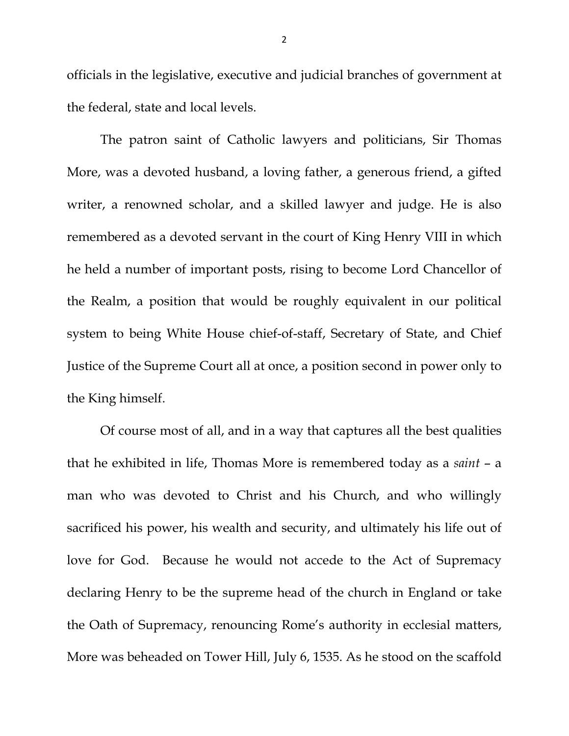officials in the legislative, executive and judicial branches of government at the federal, state and local levels.

The patron saint of Catholic lawyers and politicians, Sir Thomas More, was a devoted husband, a loving father, a generous friend, a gifted writer, a renowned scholar, and a skilled lawyer and judge. He is also remembered as a devoted servant in the court of King Henry VIII in which he held a number of important posts, rising to become Lord Chancellor of the Realm, a position that would be roughly equivalent in our political system to being White House chief-of-staff, Secretary of State, and Chief Justice of the Supreme Court all at once, a position second in power only to the King himself.

Of course most of all, and in a way that captures all the best qualities that he exhibited in life, Thomas More is remembered today as a *saint* – a man who was devoted to Christ and his Church, and who willingly sacrificed his power, his wealth and security, and ultimately his life out of love for God. Because he would not accede to the Act of Supremacy declaring Henry to be the supreme head of the church in England or take the Oath of Supremacy, renouncing Rome's authority in ecclesial matters, More was beheaded on Tower Hill, July 6, 1535. As he stood on the scaffold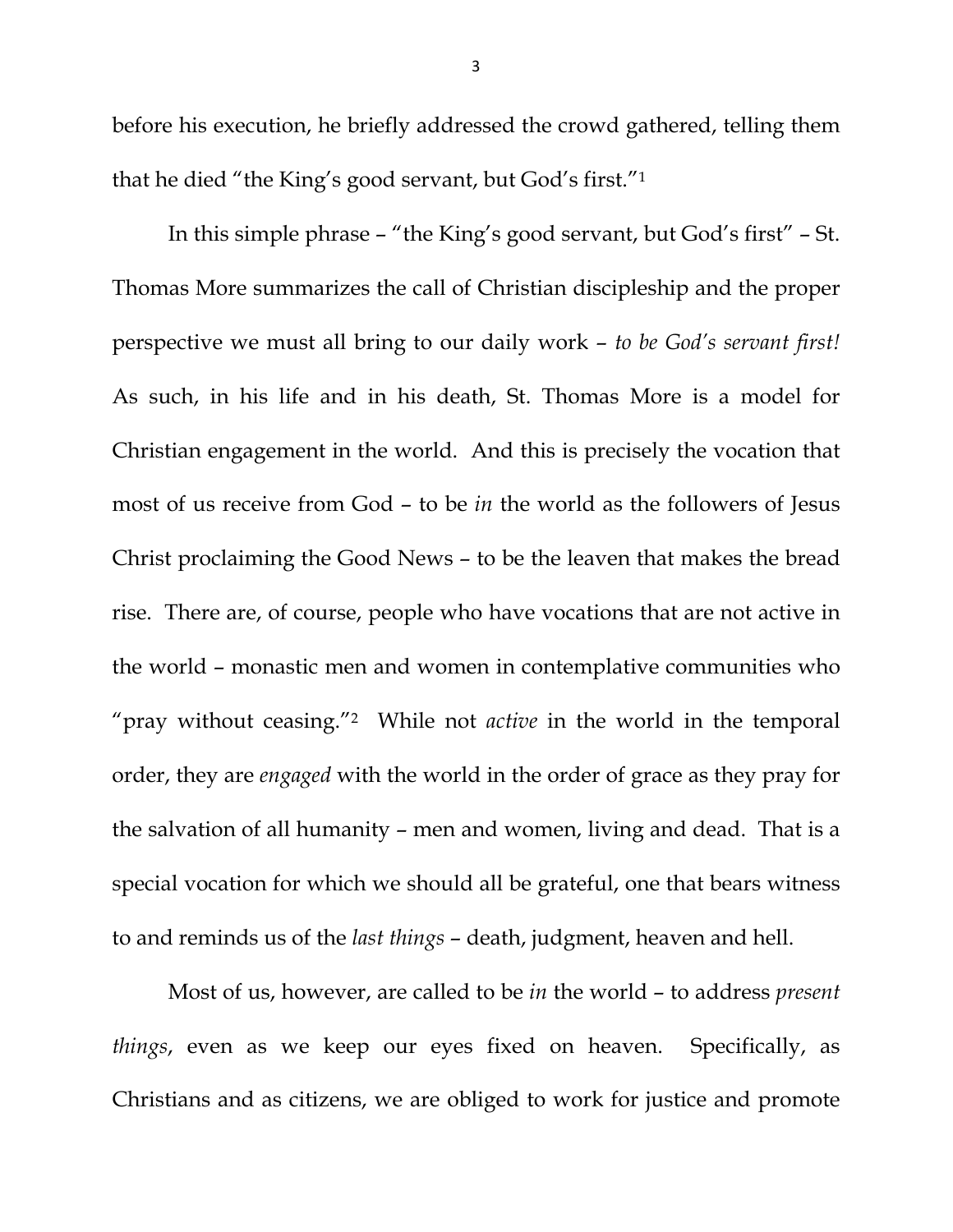before his execution, he briefly addressed the crowd gathered, telling them that he died "the King's good servant, but God's first."[1]

In this simple phrase – "the King's good servant, but God's first" – St. Thomas More summarizes the call of Christian discipleship and the proper perspective we must all bring to our daily work – *to be God's servant first!* As such, in his life and in his death, St. Thomas More is a model for Christian engagement in the world. And this is precisely the vocation that most of us receive from God – to be *in* the world as the followers of Jesus Christ proclaiming the Good News – to be the leaven that makes the bread rise. There are, of course, people who have vocations that are not active in the world – monastic men and women in contemplative communities who "pray without ceasing."[2] While not *active* in the world in the temporal order, they are *engaged* with the world in the order of grace as they pray for the salvation of all humanity – men and women, living and dead. That is a special vocation for which we should all be grateful, one that bears witness to and reminds us of the *last things* – death, judgment, heaven and hell.

Most of us, however, are called to be *in* the world – to address *present things*, even as we keep our eyes fixed on heaven. Specifically, as Christians and as citizens, we are obliged to work for justice and promote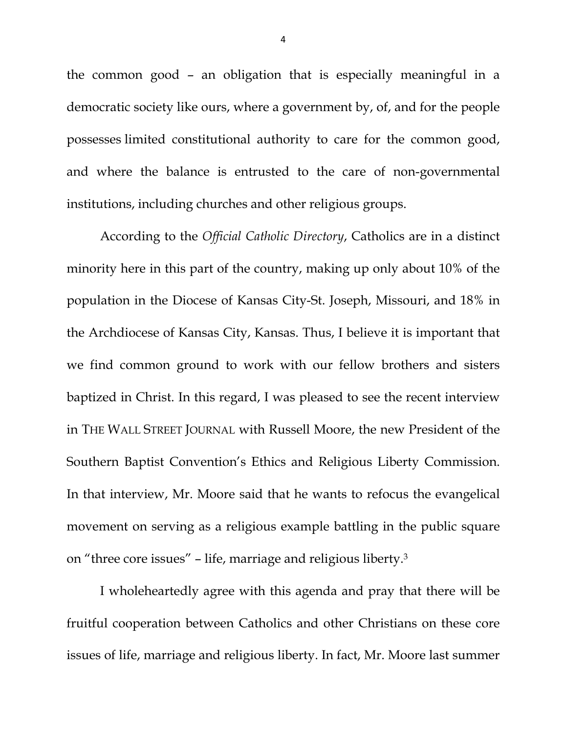the common good – an obligation that is especially meaningful in a democratic society like ours, where a government by, of, and for the people possesses limited constitutional authority to care for the common good, and where the balance is entrusted to the care of non-governmental institutions, including churches and other religious groups.

According to the *Official Catholic Directory*, Catholics are in a distinct minority here in this part of the country, making up only about 10% of the population in the Diocese of Kansas City-St. Joseph, Missouri, and 18% in the Archdiocese of Kansas City, Kansas. Thus, I believe it is important that we find common ground to work with our fellow brothers and sisters baptized in Christ. In this regard, I was pleased to see the recent interview in THE WALL STREET JOURNAL with Russell Moore, the new President of the Southern Baptist Convention's Ethics and Religious Liberty Commission. In that interview, Mr. Moore said that he wants to refocus the evangelical movement on serving as a religious example battling in the public square on "three core issues" – life, marriage and religious liberty.[3]

I wholeheartedly agree with this agenda and pray that there will be fruitful cooperation between Catholics and other Christians on these core issues of life, marriage and religious liberty. In fact, Mr. Moore last summer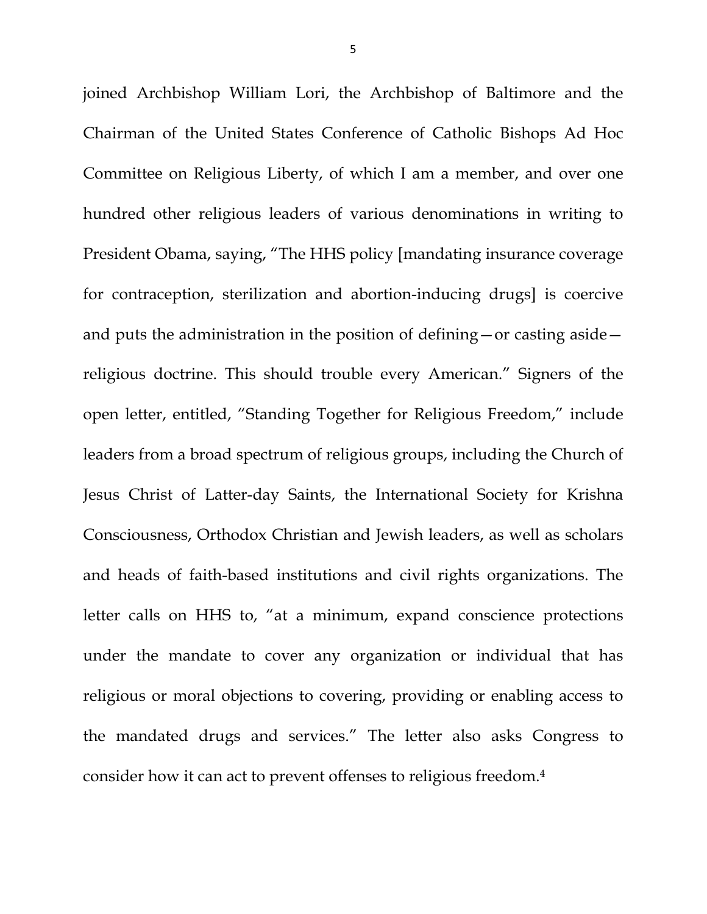joined Archbishop William Lori, the Archbishop of Baltimore and the Chairman of the United States Conference of Catholic Bishops Ad Hoc Committee on Religious Liberty, of which I am a member, and over one hundred other religious leaders of various denominations in writing to President Obama, saying, "The HHS policy [mandating insurance coverage for contraception, sterilization and abortion-inducing drugs] is coercive and puts the administration in the position of defining—or casting aside—religious doctrine. This should trouble every American." Signers of the open letter, entitled, "Standing Together for Religious Freedom," include leaders from a broad spectrum of religious groups, including the Church of Jesus Christ of Latter-day Saints, the International Society for Krishna Consciousness, Orthodox Christian and Jewish leaders, as well as scholars and heads of faith-based institutions and civil rights organizations. The letter calls on HHS to, "at a minimum, expand conscience protections under the mandate to cover any organization or individual that has religious or moral objections to covering, providing or enabling access to the mandated drugs and services." The letter also asks Congress to consider how it can act to prevent offenses to religious freedom.[4]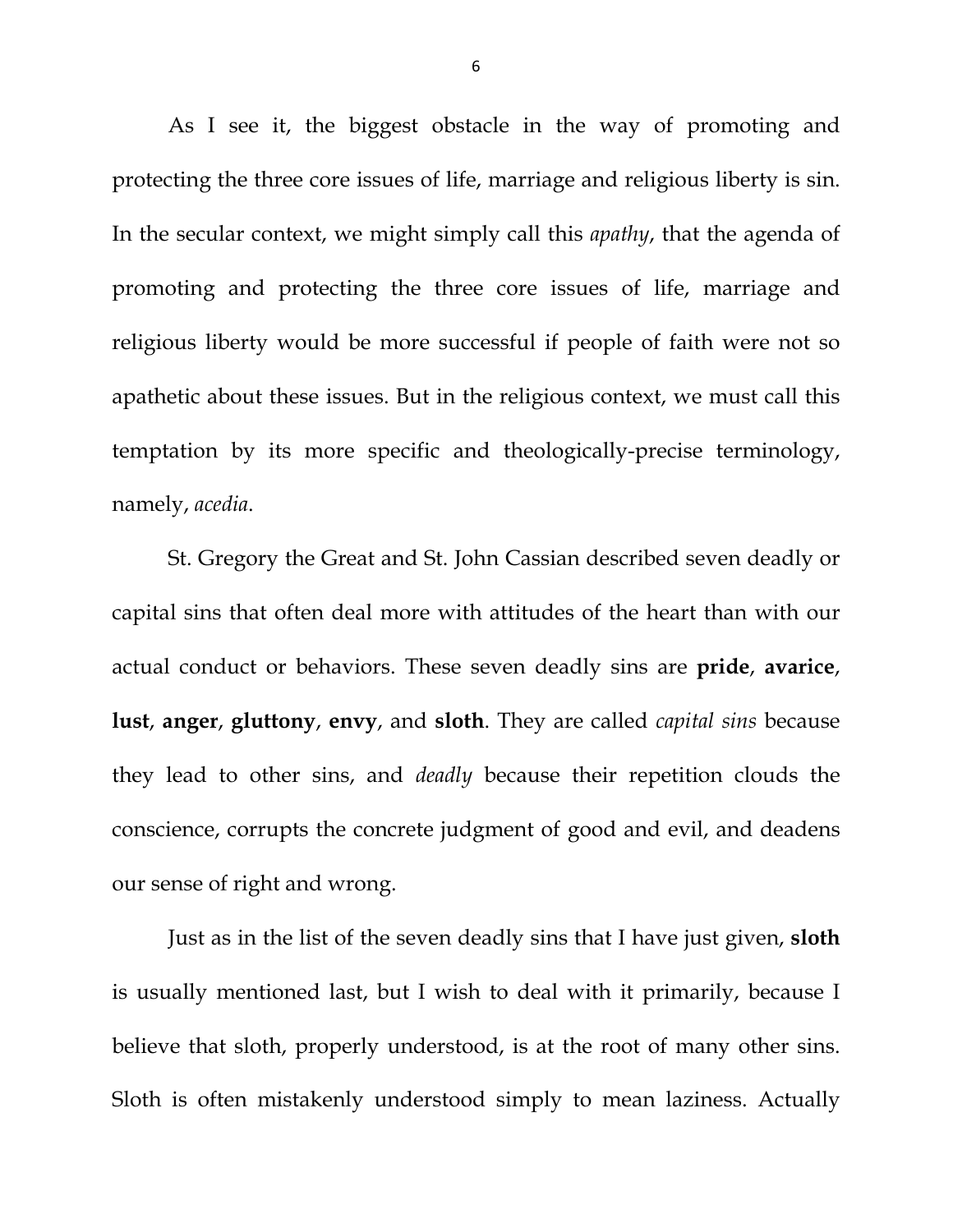As I see it, the biggest obstacle in the way of promoting and protecting the three core issues of life, marriage and religious liberty is sin. In the secular context, we might simply call this *apathy*, that the agenda of promoting and protecting the three core issues of life, marriage and religious liberty would be more successful if people of faith were not so apathetic about these issues. But in the religious context, we must call this temptation by its more specific and theologically-precise terminology, namely, *acedia*.

St. Gregory the Great and St. John Cassian described seven deadly or capital sins that often deal more with attitudes of the heart than with our actual conduct or behaviors. These seven deadly sins are **pride**, **avarice**, **lust**, **anger**, **gluttony**, **envy**, and **sloth**. They are called *capital sins* because they lead to other sins, and *deadly* because their repetition clouds the conscience, corrupts the concrete judgment of good and evil, and deadens our sense of right and wrong.

Just as in the list of the seven deadly sins that I have just given, **sloth** is usually mentioned last, but I wish to deal with it primarily, because I believe that sloth, properly understood, is at the root of many other sins. Sloth is often mistakenly understood simply to mean laziness. Actually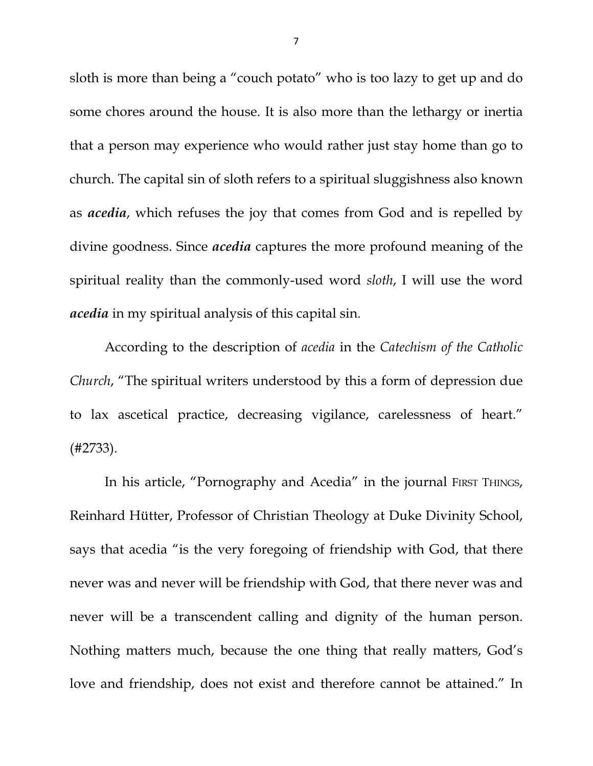sloth is more than being a "couch potato" who is too lazy to get up and do some chores around the house. It is also more than the lethargy or inertia that a person may experience who would rather just stay home than go to church. The capital sin of sloth refers to a spiritual sluggishness also known as ***acedia***, which refuses the joy that comes from God and is repelled by divine goodness. Since ***acedia*** captures the more profound meaning of the spiritual reality than the commonly-used word *sloth*, I will use the word ***acedia*** in my spiritual analysis of this capital sin.

According to the description of *acedia* in the *Catechism of the Catholic Church*, "The spiritual writers understood by this a form of depression due to lax ascetical practice, decreasing vigilance, carelessness of heart." (#2733).

In his article, "Pornography and Acedia" in the journal FIRST THINGS, Reinhard Hütter, Professor of Christian Theology at Duke Divinity School, says that acedia "is the very foregoing of friendship with God, that there never was and never will be friendship with God, that there never was and never will be a transcendent calling and dignity of the human person. Nothing matters much, because the one thing that really matters, God's love and friendship, does not exist and therefore cannot be attained." In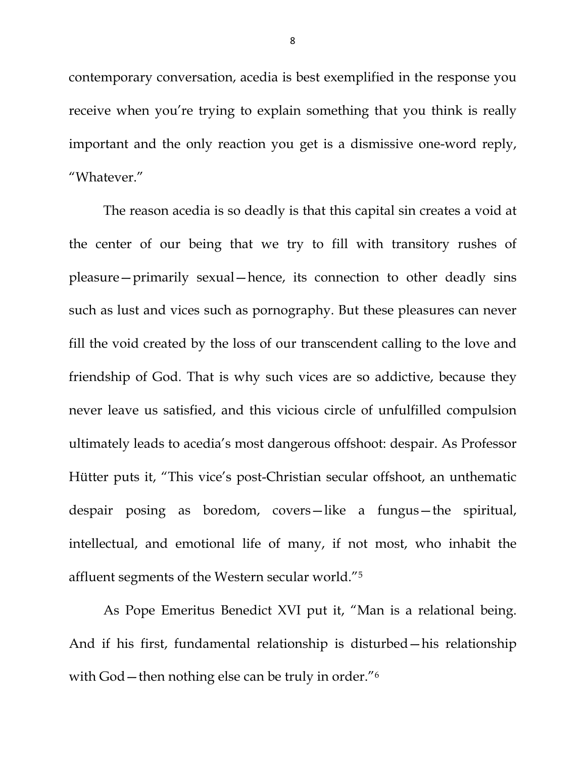contemporary conversation, acedia is best exemplified in the response you receive when you're trying to explain something that you think is really important and the only reaction you get is a dismissive one-word reply, "Whatever."

The reason acedia is so deadly is that this capital sin creates a void at the center of our being that we try to fill with transitory rushes of pleasure—primarily sexual—hence, its connection to other deadly sins such as lust and vices such as pornography. But these pleasures can never fill the void created by the loss of our transcendent calling to the love and friendship of God. That is why such vices are so addictive, because they never leave us satisfied, and this vicious circle of unfulfilled compulsion ultimately leads to acedia's most dangerous offshoot: despair. As Professor Hütter puts it, "This vice's post-Christian secular offshoot, an unthematic despair posing as boredom, covers—like a fungus—the spiritual, intellectual, and emotional life of many, if not most, who inhabit the affluent segments of the Western secular world."[5]

As Pope Emeritus Benedict XVI put it, "Man is a relational being. And if his first, fundamental relationship is disturbed—his relationship with God—then nothing else can be truly in order."[6]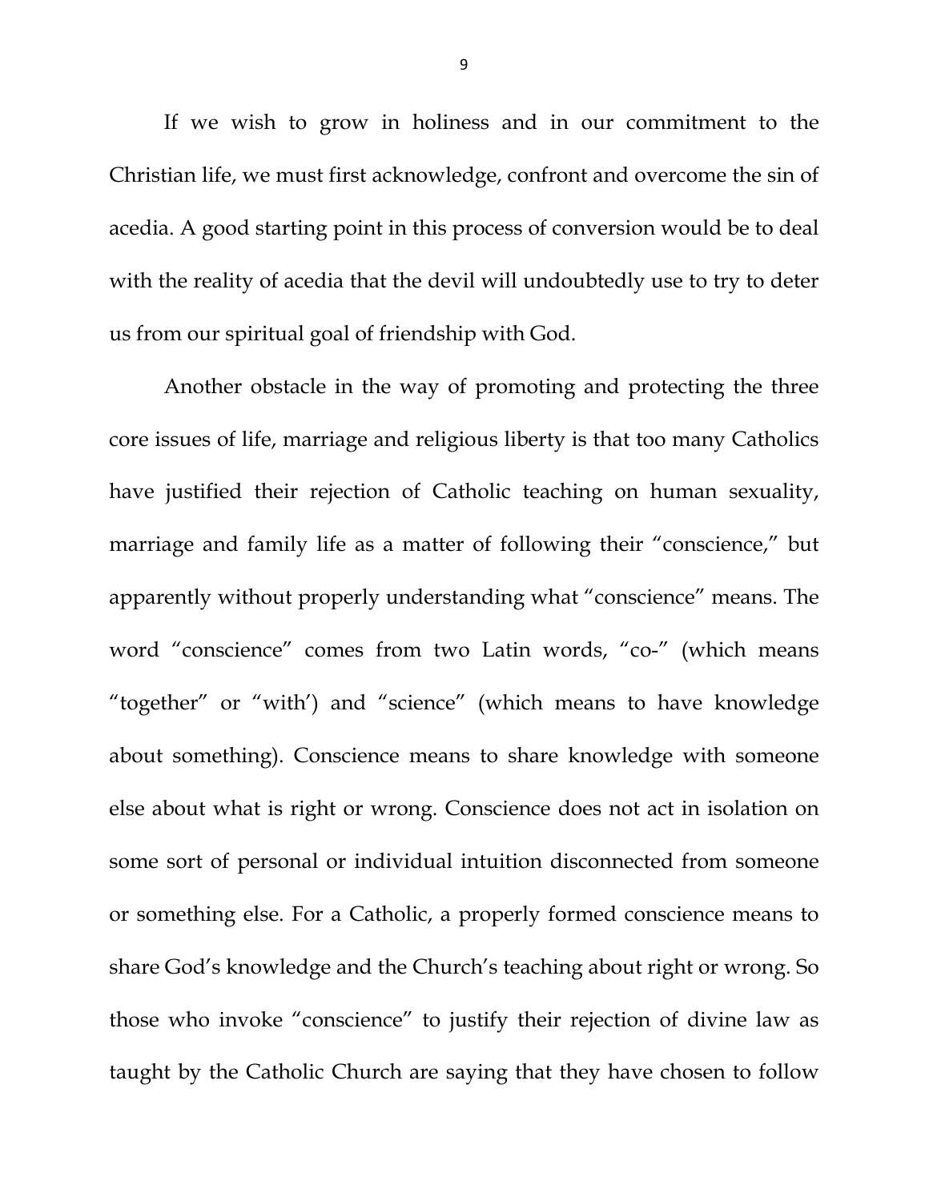If we wish to grow in holiness and in our commitment to the Christian life, we must first acknowledge, confront and overcome the sin of acedia. A good starting point in this process of conversion would be to deal with the reality of acedia that the devil will undoubtedly use to try to deter us from our spiritual goal of friendship with God.

Another obstacle in the way of promoting and protecting the three core issues of life, marriage and religious liberty is that too many Catholics have justified their rejection of Catholic teaching on human sexuality, marriage and family life as a matter of following their "conscience," but apparently without properly understanding what "conscience" means. The word "conscience" comes from two Latin words, "co-" (which means "together" or "with') and "science" (which means to have knowledge about something). Conscience means to share knowledge with someone else about what is right or wrong. Conscience does not act in isolation on some sort of personal or individual intuition disconnected from someone or something else. For a Catholic, a properly formed conscience means to share God's knowledge and the Church's teaching about right or wrong. So those who invoke "conscience" to justify their rejection of divine law as taught by the Catholic Church are saying that they have chosen to follow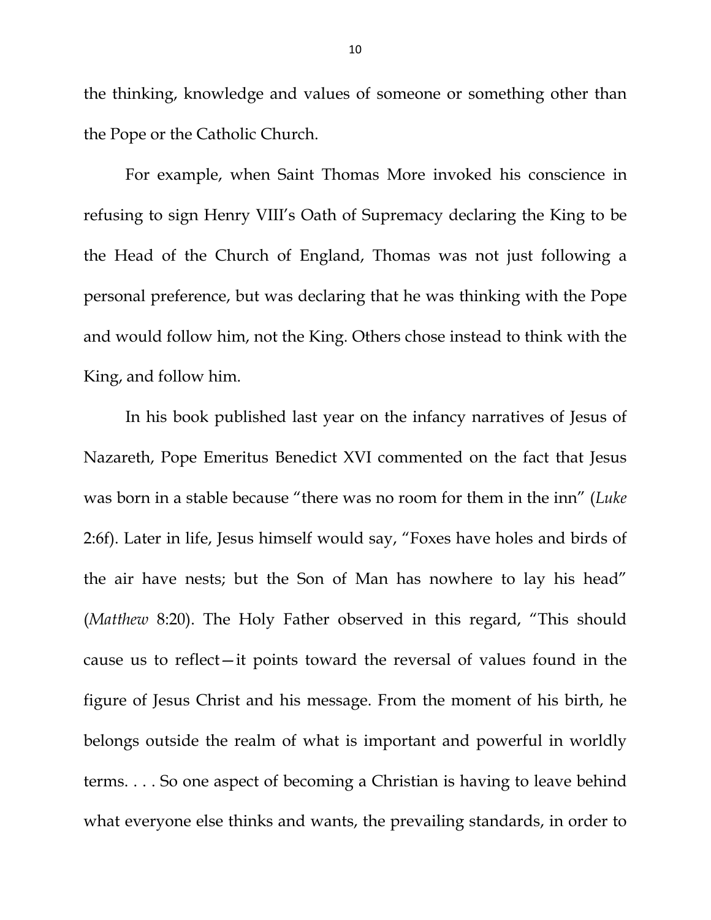the thinking, knowledge and values of someone or something other than the Pope or the Catholic Church.

For example, when Saint Thomas More invoked his conscience in refusing to sign Henry VIII's Oath of Supremacy declaring the King to be the Head of the Church of England, Thomas was not just following a personal preference, but was declaring that he was thinking with the Pope and would follow him, not the King. Others chose instead to think with the King, and follow him.

In his book published last year on the infancy narratives of Jesus of Nazareth, Pope Emeritus Benedict XVI commented on the fact that Jesus was born in a stable because "there was no room for them in the inn" (*Luke* 2:6f). Later in life, Jesus himself would say, "Foxes have holes and birds of the air have nests; but the Son of Man has nowhere to lay his head" (*Matthew* 8:20). The Holy Father observed in this regard, "This should cause us to reflect—it points toward the reversal of values found in the figure of Jesus Christ and his message. From the moment of his birth, he belongs outside the realm of what is important and powerful in worldly terms. . . . So one aspect of becoming a Christian is having to leave behind what everyone else thinks and wants, the prevailing standards, in order to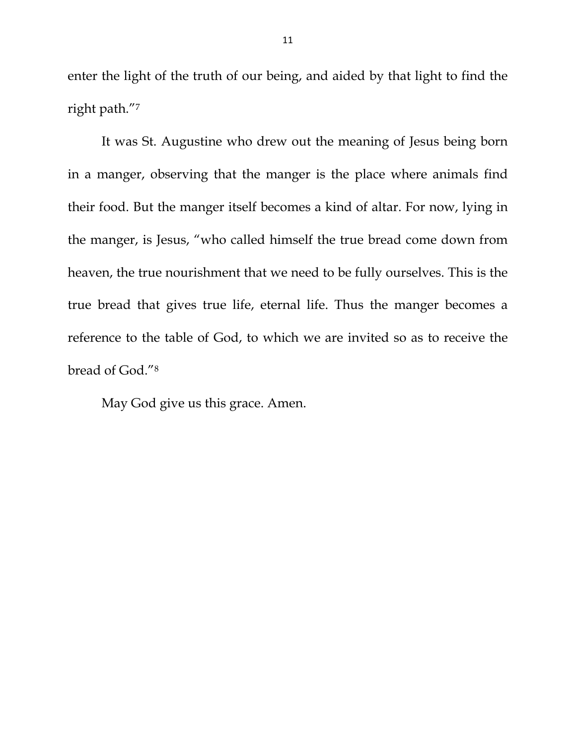enter the light of the truth of our being, and aided by that light to find the right path."[7]

It was St. Augustine who drew out the meaning of Jesus being born in a manger, observing that the manger is the place where animals find their food. But the manger itself becomes a kind of altar. For now, lying in the manger, is Jesus, "who called himself the true bread come down from heaven, the true nourishment that we need to be fully ourselves. This is the true bread that gives true life, eternal life. Thus the manger becomes a reference to the table of God, to which we are invited so as to receive the bread of God."[8]

May God give us this grace. Amen.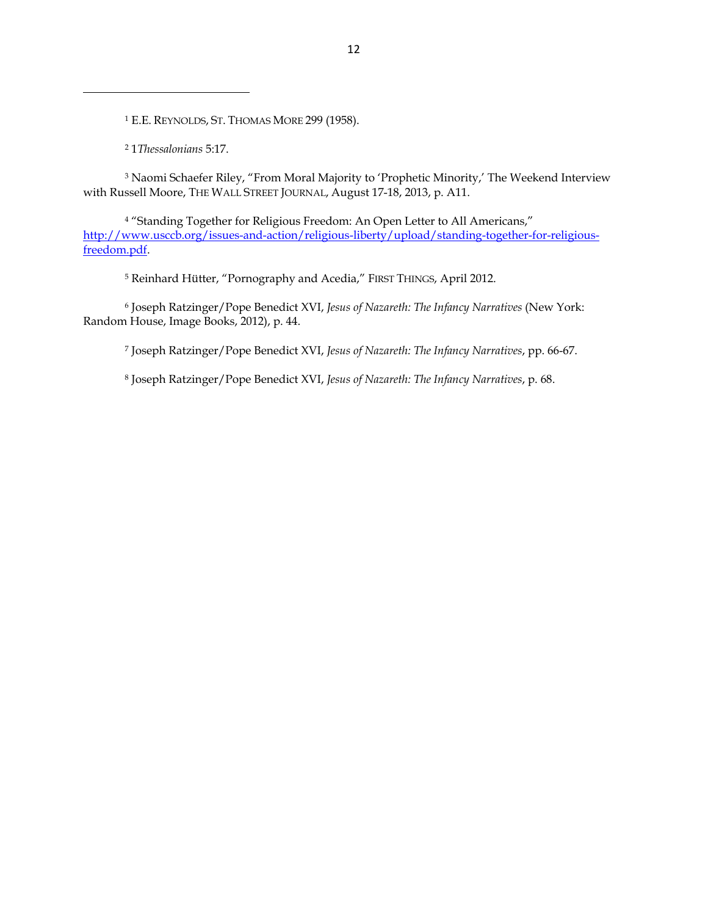[1] E.E. REYNOLDS, ST. THOMAS MORE 299 (1958).

[2] 1*Thessalonians* 5:17.

[3] Naomi Schaefer Riley, "From Moral Majority to 'Prophetic Minority,' The Weekend Interview with Russell Moore, THE WALL STREET JOURNAL, August 17-18, 2013, p. A11.

[4] "Standing Together for Religious Freedom: An Open Letter to All Americans," http://www.usccb.org/issues-and-action/religious-liberty/upload/standing-together-for-religious-freedom.pdf.

[5] Reinhard Hütter, "Pornography and Acedia," FIRST THINGS, April 2012.

[6] Joseph Ratzinger/Pope Benedict XVI, *Jesus of Nazareth: The Infancy Narratives* (New York: Random House, Image Books, 2012), p. 44.

[7] Joseph Ratzinger/Pope Benedict XVI, *Jesus of Nazareth: The Infancy Narratives*, pp. 66-67.

[8] Joseph Ratzinger/Pope Benedict XVI, *Jesus of Nazareth: The Infancy Narratives*, p. 68.